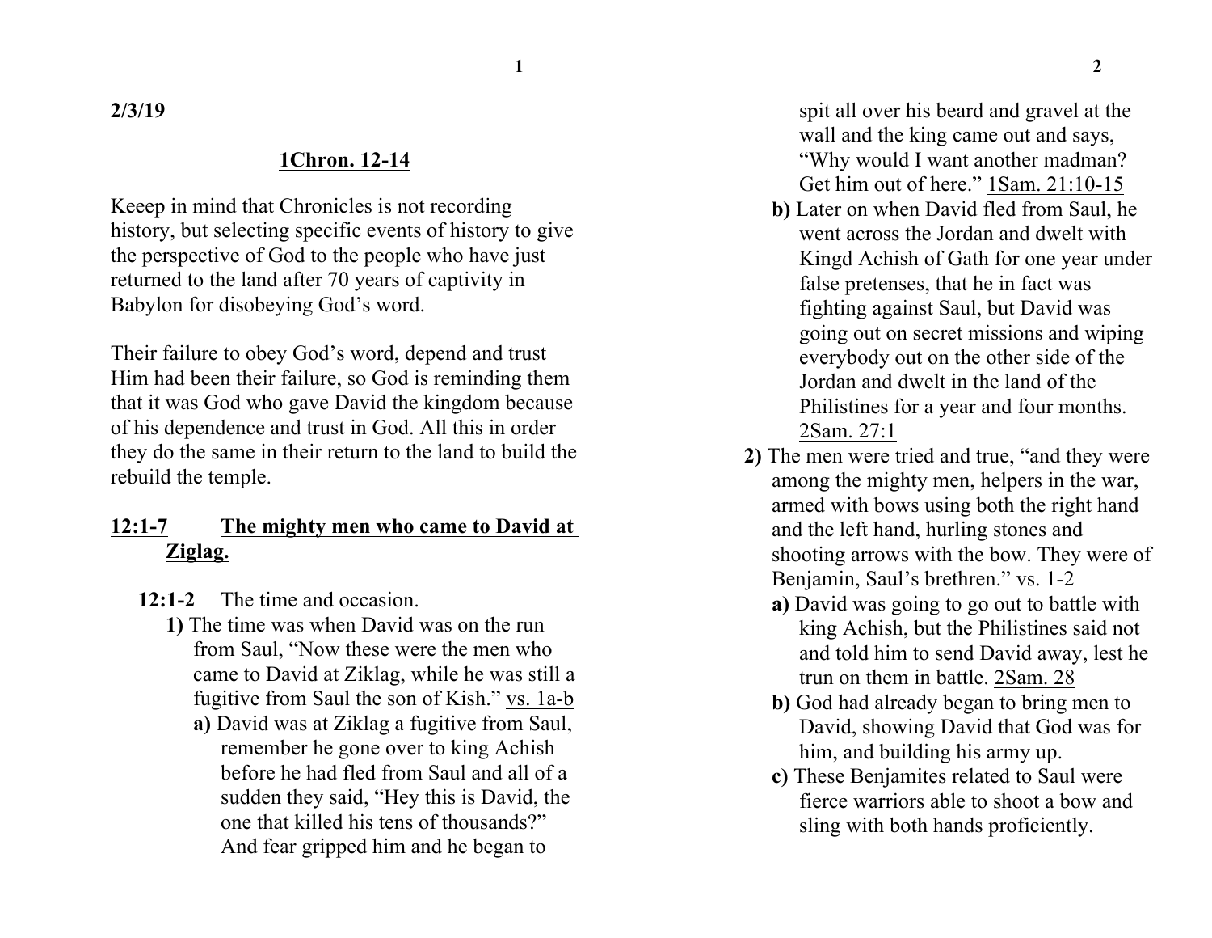**2/3/19**

## 1Chron. 12-14

Keeep in mind that Chronicles is not recording history, but selecting specific events of history to give the perspective of God to the people who have just returned to the land after 70 years of captivity in Babylon for disobeying God's word.

Their failure to obey God's word, depend and trust Him had been their failure, so God is reminding them that it was God who gave David the kingdom because of his dependence and trust in God. All this in order they do the same in their return to the land to build the rebuild the temple.

### 12:1-7 The mighty men who came to David at Ziglag.

**12:1-2** The time and occasion.

**1)** The time was when David was on the run from Saul, "Now these were the men who came to David at Ziklag, while he was still a fugitive from Saul the son of Kish." vs. 1a-b

**a)** David was at Ziklag a fugitive from Saul, remember he gone over to king Achish before he had fled from Saul and all of a sudden they said, "Hey this is David, the one that killed his tens of thousands?" And fear gripped him and he began to spit all over his beard and gravel at the wall and the king came out and says, "Why would I want another madman? Get him out of here." 1Sam. 21:10-15

**b)** Later on when David fled from Saul, he went across the Jordan and dwelt with Kingd Achish of Gath for one year under false pretenses, that he in fact was fighting against Saul, but David was going out on secret missions and wiping everybody out on the other side of the Jordan and dwelt in the land of the Philistines for a year and four months. 2Sam. 27:1

**2)** The men were tried and true, "and they were among the mighty men, helpers in the war, armed with bows using both the right hand and the left hand, hurling stones and shooting arrows with the bow. They were of Benjamin, Saul's brethren." vs. 1-2

**a)** David was going to go out to battle with king Achish, but the Philistines said not and told him to send David away, lest he trun on them in battle. 2Sam. 28

**b)** God had already began to bring men to David, showing David that God was for him, and building his army up.

**c)** These Benjamites related to Saul were fierce warriors able to shoot a bow and sling with both hands proficiently.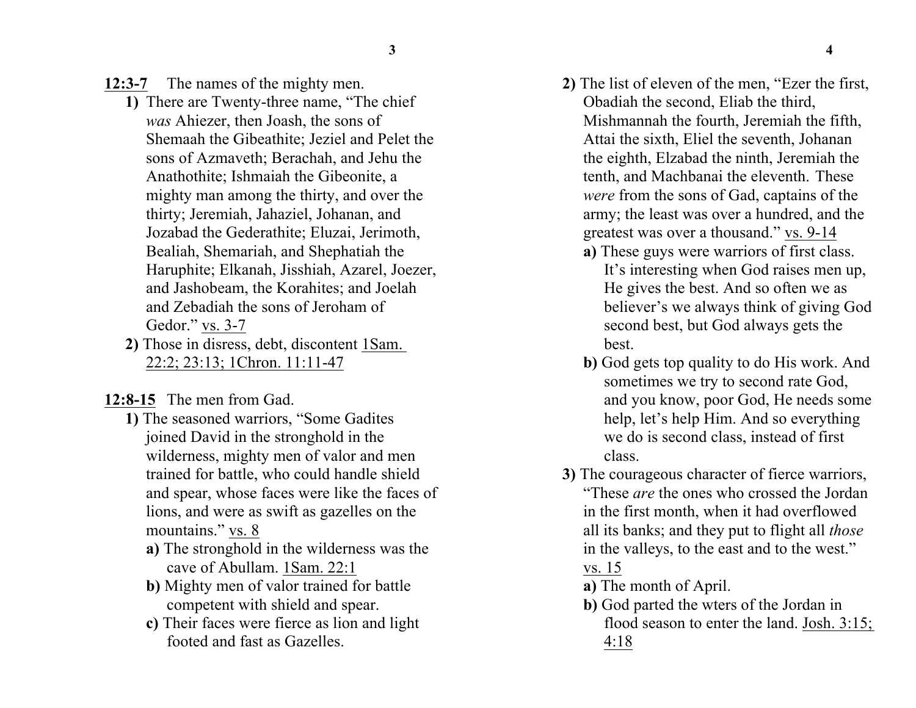**12:3-7** The names of the mighty men.

**1)** There are Twenty-three name, "The chief *was* Ahiezer, then Joash, the sons of Shemaah the Gibeathite; Jeziel and Pelet the sons of Azmaveth; Berachah, and Jehu the Anathothite; Ishmaiah the Gibeonite, a mighty man among the thirty, and over the thirty; Jeremiah, Jahaziel, Johanan, and Jozabad the Gederathite; Eluzai, Jerimoth, Bealiah, Shemariah, and Shephatiah the Haruphite; Elkanah, Jisshiah, Azarel, Joezer, and Jashobeam, the Korahites; and Joelah and Zebadiah the sons of Jeroham of Gedor." vs. 3-7

**2)** Those in disress, debt, discontent 1Sam. 22:2; 23:13; 1Chron. 11:11-47

**12:8-15** The men from Gad.

**1)** The seasoned warriors, "Some Gadites joined David in the stronghold in the wilderness, mighty men of valor and men trained for battle, who could handle shield and spear, whose faces were like the faces of lions, and were as swift as gazelles on the mountains." vs. 8

**a)** The stronghold in the wilderness was the cave of Abullam. 1Sam. 22:1

**b)** Mighty men of valor trained for battle competent with shield and spear.

**c)** Their faces were fierce as lion and light footed and fast as Gazelles.

**2)** The list of eleven of the men, "Ezer the first, Obadiah the second, Eliab the third, Mishmannah the fourth, Jeremiah the fifth, Attai the sixth, Eliel the seventh, Johanan the eighth, Elzabad the ninth, Jeremiah the tenth, and Machbanai the eleventh. These *were* from the sons of Gad, captains of the army; the least was over a hundred, and the greatest was over a thousand." vs. 9-14

**a)** These guys were warriors of first class. It's interesting when God raises men up, He gives the best. And so often we as believer's we always think of giving God second best, but God always gets the best.

**b)** God gets top quality to do His work. And sometimes we try to second rate God, and you know, poor God, He needs some help, let's help Him. And so everything we do is second class, instead of first class.

**3)** The courageous character of fierce warriors, "These *are* the ones who crossed the Jordan in the first month, when it had overflowed all its banks; and they put to flight all *those* in the valleys, to the east and to the west." vs. 15

**a)** The month of April.

**b)** God parted the wters of the Jordan in flood season to enter the land. Josh. 3:15; 4:18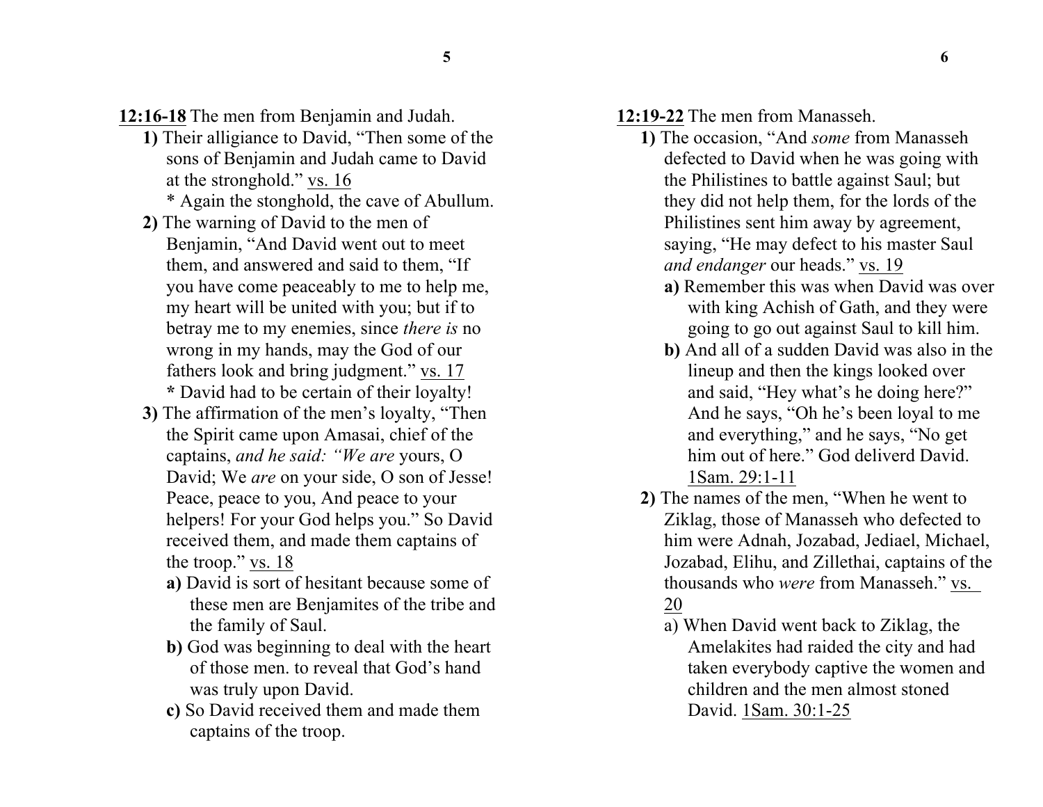**12:16-18** The men from Benjamin and Judah.

**1)** Their alligiance to David, “Then some of the sons of Benjamin and Judah came to David at the stronghold.” <u>vs. 16</u>

\* Again the stonghold, the cave of Abullum.

**2)** The warning of David to the men of Benjamin, “And David went out to meet them, and answered and said to them, “If you have come peaceably to me to help me, my heart will be united with you; but if to betray me to my enemies, since *there is* no wrong in my hands, may the God of our fathers look and bring judgment.” <u>vs. 17</u>

**\*** David had to be certain of their loyalty!

**3)** The affirmation of the men’s loyalty, “Then the Spirit came upon Amasai, chief of the captains, *and he said: “We are* yours, O David; We *are* on your side, O son of Jesse! Peace, peace to you, And peace to your helpers! For your God helps you.” So David received them, and made them captains of the troop.” <u>vs. 18</u>

**a)** David is sort of hesitant because some of these men are Benjamites of the tribe and the family of Saul.

**b)** God was beginning to deal with the heart of those men. to reveal that God’s hand was truly upon David.

**c)** So David received them and made them captains of the troop.

**12:19-22** The men from Manasseh.

**1)** The occasion, “And *some* from Manasseh defected to David when he was going with the Philistines to battle against Saul; but they did not help them, for the lords of the Philistines sent him away by agreement, saying, “He may defect to his master Saul *and endanger* our heads.” <u>vs. 19</u>

**a)** Remember this was when David was over with king Achish of Gath, and they were going to go out against Saul to kill him.

**b)** And all of a sudden David was also in the lineup and then the kings looked over and said, “Hey what’s he doing here?” And he says, “Oh he’s been loyal to me and everything,” and he says, “No get him out of here.” God deliverd David. <u>1Sam. 29:1-11</u>

**2)** The names of the men, “When he went to Ziklag, those of Manasseh who defected to him were Adnah, Jozabad, Jediael, Michael, Jozabad, Elihu, and Zillethai, captains of the thousands who *were* from Manasseh.” <u>vs. 20</u>

a) When David went back to Ziklag, the Amelakites had raided the city and had taken everybody captive the women and children and the men almost stoned David. <u>1Sam. 30:1-25</u>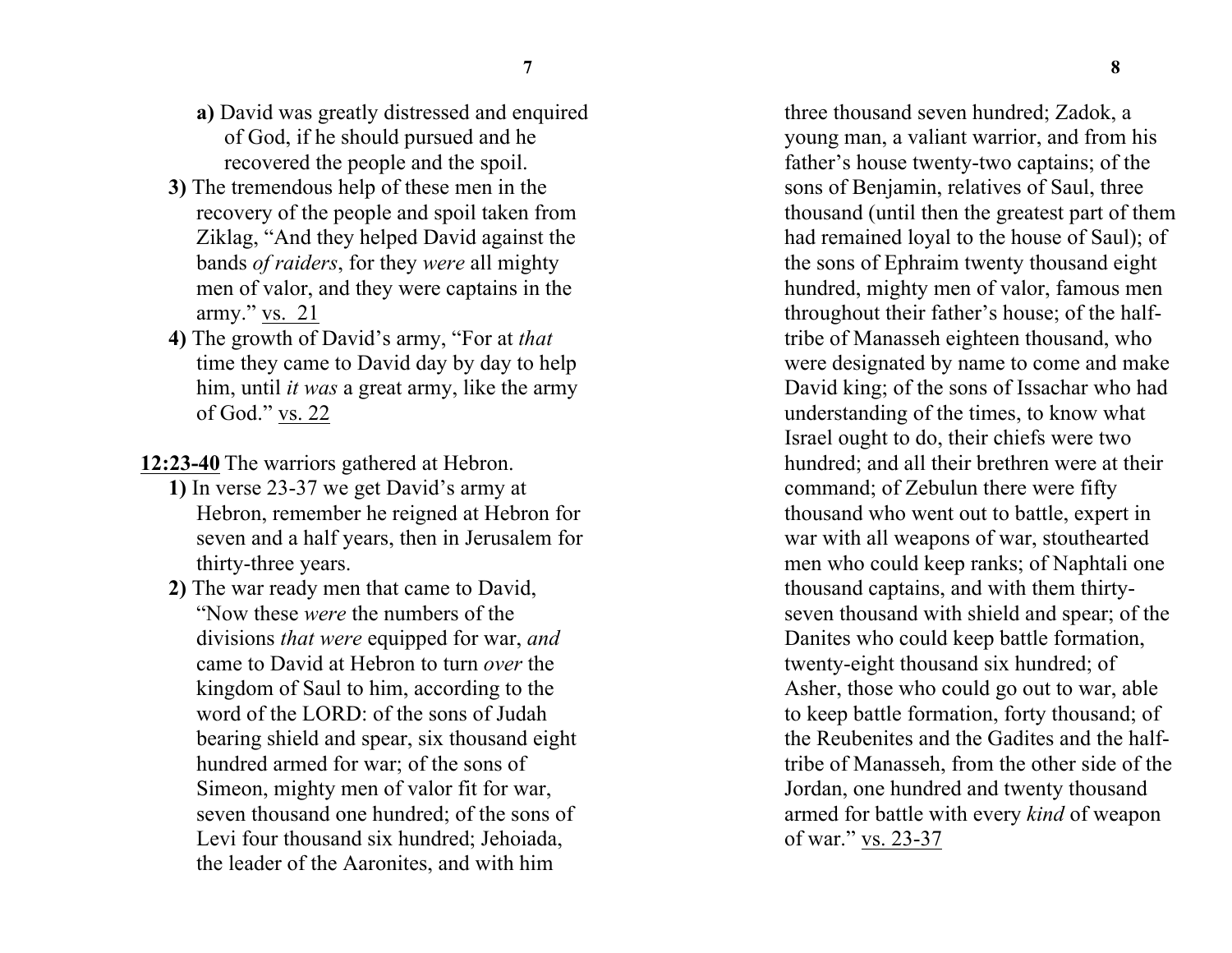**a)** David was greatly distressed and enquired of God, if he should pursued and he recovered the people and the spoil.

**3)** The tremendous help of these men in the recovery of the people and spoil taken from Ziklag, "And they helped David against the bands *of raiders*, for they *were* all mighty men of valor, and they were captains in the army." <u>vs. 21</u>

**4)** The growth of David's army, "For at *that* time they came to David day by day to help him, until *it was* a great army, like the army of God." <u>vs. 22</u>

<u>**12:23-40**</u> The warriors gathered at Hebron.

**1)** In verse 23-37 we get David's army at Hebron, remember he reigned at Hebron for seven and a half years, then in Jerusalem for thirty-three years.

**2)** The war ready men that came to David, "Now these *were* the numbers of the divisions *that were* equipped for war, *and* came to David at Hebron to turn *over* the kingdom of Saul to him, according to the word of the LORD: of the sons of Judah bearing shield and spear, six thousand eight hundred armed for war; of the sons of Simeon, mighty men of valor fit for war, seven thousand one hundred; of the sons of Levi four thousand six hundred; Jehoiada, the leader of the Aaronites, and with him three thousand seven hundred; Zadok, a young man, a valiant warrior, and from his father's house twenty-two captains; of the sons of Benjamin, relatives of Saul, three thousand (until then the greatest part of them had remained loyal to the house of Saul); of the sons of Ephraim twenty thousand eight hundred, mighty men of valor, famous men throughout their father's house; of the half-tribe of Manasseh eighteen thousand, who were designated by name to come and make David king; of the sons of Issachar who had understanding of the times, to know what Israel ought to do, their chiefs were two hundred; and all their brethren were at their command; of Zebulun there were fifty thousand who went out to battle, expert in war with all weapons of war, stouthearted men who could keep ranks; of Naphtali one thousand captains, and with them thirty-seven thousand with shield and spear; of the Danites who could keep battle formation, twenty-eight thousand six hundred; of Asher, those who could go out to war, able to keep battle formation, forty thousand; of the Reubenites and the Gadites and the half-tribe of Manasseh, from the other side of the Jordan, one hundred and twenty thousand armed for battle with every *kind* of weapon of war." <u>vs. 23-37</u>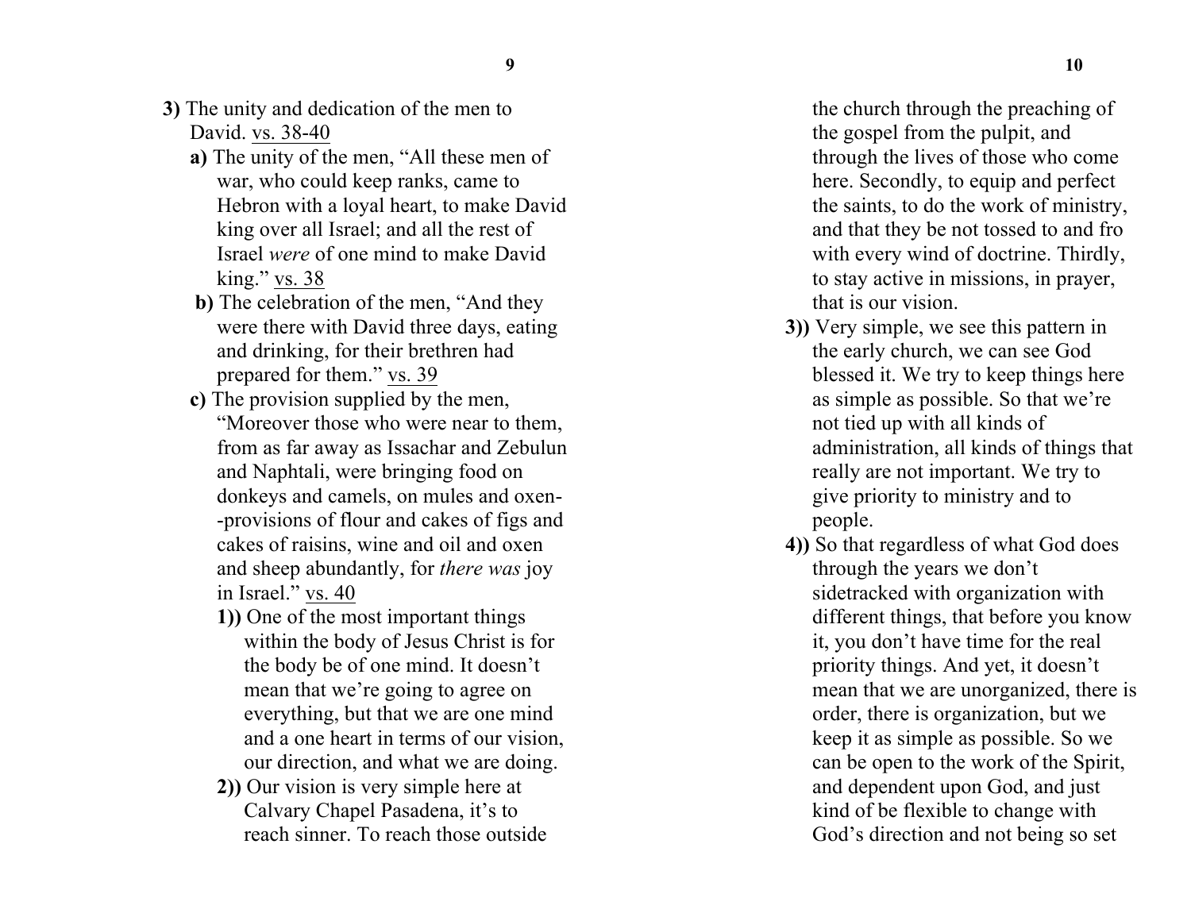**3)** The unity and dedication of the men to David. vs. 38-40

- **a)** The unity of the men, "All these men of war, who could keep ranks, came to Hebron with a loyal heart, to make David king over all Israel; and all the rest of Israel *were* of one mind to make David king." vs. 38
- **b)** The celebration of the men, "And they were there with David three days, eating and drinking, for their brethren had prepared for them." vs. 39
- **c)** The provision supplied by the men, "Moreover those who were near to them, from as far away as Issachar and Zebulun and Naphtali, were bringing food on donkeys and camels, on mules and oxen--provisions of flour and cakes of figs and cakes of raisins, wine and oil and oxen and sheep abundantly, for *there was* joy in Israel." vs. 40
    - **1))** One of the most important things within the body of Jesus Christ is for the body be of one mind. It doesn't mean that we're going to agree on everything, but that we are one mind and a one heart in terms of our vision, our direction, and what we are doing.
    - **2))** Our vision is very simple here at Calvary Chapel Pasadena, it's to reach sinner. To reach those outside the church through the preaching of the gospel from the pulpit, and through the lives of those who come here. Secondly, to equip and perfect the saints, to do the work of ministry, and that they be not tossed to and fro with every wind of doctrine. Thirdly, to stay active in missions, in prayer, that is our vision.
    - **3))** Very simple, we see this pattern in the early church, we can see God blessed it. We try to keep things here as simple as possible. So that we're not tied up with all kinds of administration, all kinds of things that really are not important. We try to give priority to ministry and to people.
    - **4))** So that regardless of what God does through the years we don't sidetracked with organization with different things, that before you know it, you don't have time for the real priority things. And yet, it doesn't mean that we are unorganized, there is order, there is organization, but we keep it as simple as possible. So we can be open to the work of the Spirit, and dependent upon God, and just kind of be flexible to change with God's direction and not being so set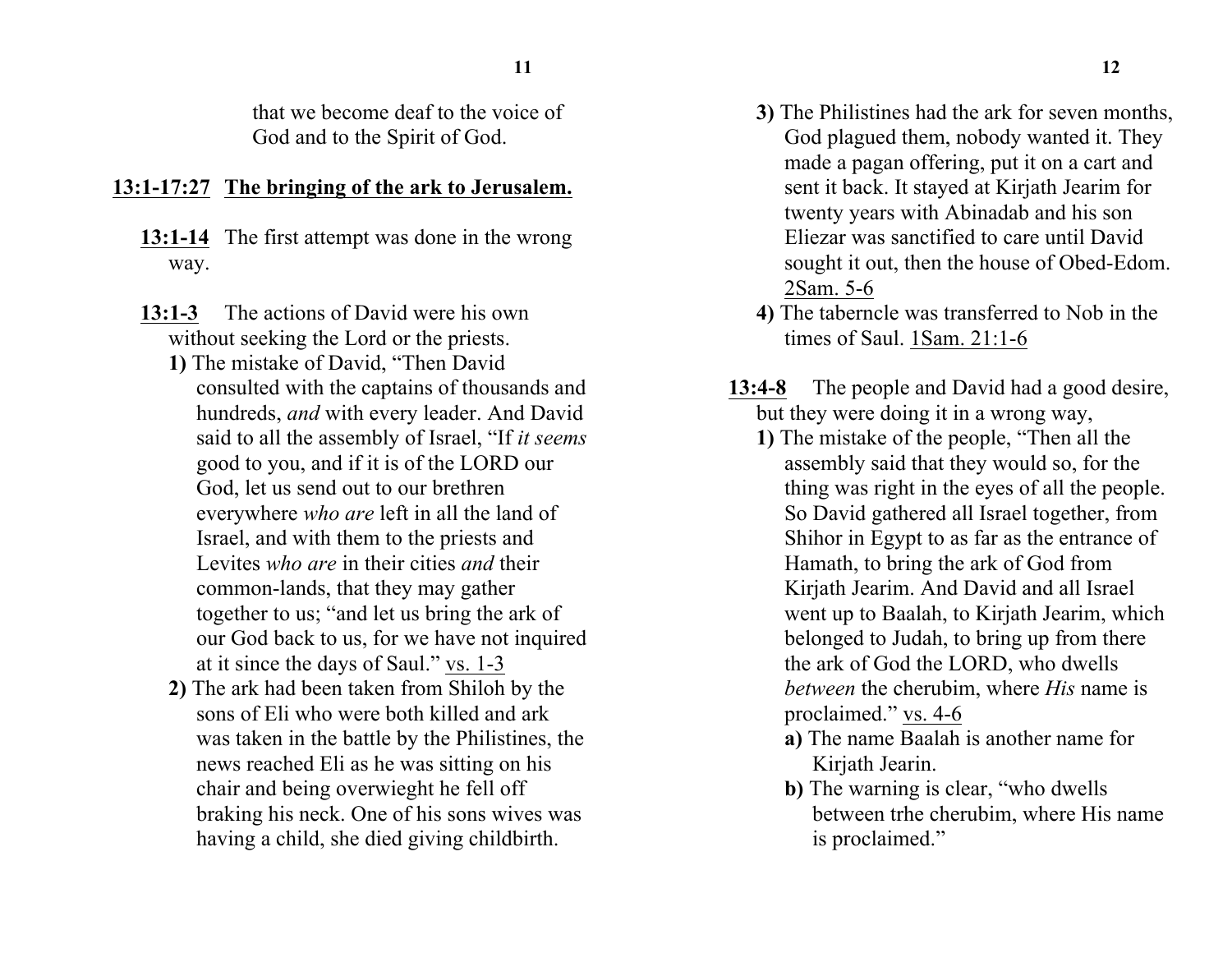that we become deaf to the voice of God and to the Spirit of God.

**<u>13:1-17:27</u>** **<u>The bringing of the ark to Jerusalem.</u>**

**<u>13:1-14</u>** The first attempt was done in the wrong way.

**<u>13:1-3</u>** The actions of David were his own without seeking the Lord or the priests.

**1)** The mistake of David, "Then David consulted with the captains of thousands and hundreds, *and* with every leader. And David said to all the assembly of Israel, "If *it seems* good to you, and if it is of the LORD our God, let us send out to our brethren everywhere *who are* left in all the land of Israel, and with them to the priests and Levites *who are* in their cities *and* their common-lands, that they may gather together to us; "and let us bring the ark of our God back to us, for we have not inquired at it since the days of Saul." <u>vs. 1-3</u>

**2)** The ark had been taken from Shiloh by the sons of Eli who were both killed and ark was taken in the battle by the Philistines, the news reached Eli as he was sitting on his chair and being overwieght he fell off braking his neck. One of his sons wives was having a child, she died giving childbirth.

**3)** The Philistines had the ark for seven months, God plagued them, nobody wanted it. They made a pagan offering, put it on a cart and sent it back. It stayed at Kirjath Jearim for twenty years with Abinadab and his son Eliezar was sanctified to care until David sought it out, then the house of Obed-Edom. <u>2Sam. 5-6</u>

**4)** The taberncle was transferred to Nob in the times of Saul. <u>1Sam. 21:1-6</u>

**<u>13:4-8</u>** The people and David had a good desire, but they were doing it in a wrong way,

**1)** The mistake of the people, "Then all the assembly said that they would so, for the thing was right in the eyes of all the people. So David gathered all Israel together, from Shihor in Egypt to as far as the entrance of Hamath, to bring the ark of God from Kirjath Jearim. And David and all Israel went up to Baalah, to Kirjath Jearim, which belonged to Judah, to bring up from there the ark of God the LORD, who dwells *between* the cherubim, where *His* name is proclaimed." <u>vs. 4-6</u>

**a)** The name Baalah is another name for Kirjath Jearin.

**b)** The warning is clear, "who dwells between trhe cherubim, where His name is proclaimed."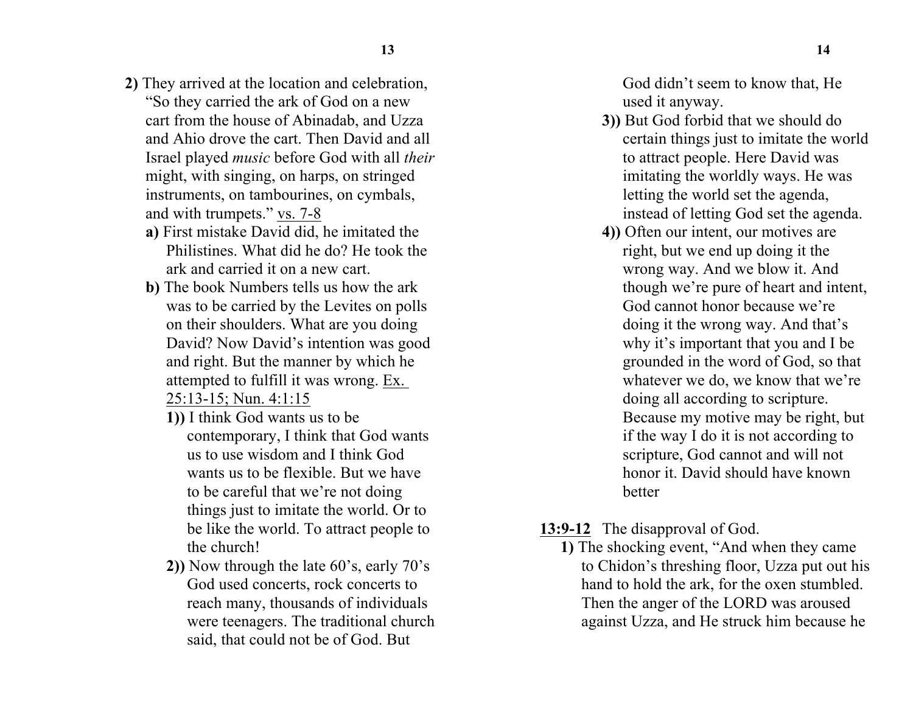**2)** They arrived at the location and celebration, "So they carried the ark of God on a new cart from the house of Abinadab, and Uzza and Ahio drove the cart. Then David and all Israel played *music* before God with all *their* might, with singing, on harps, on stringed instruments, on tambourines, on cymbals, and with trumpets." vs. 7-8

- **a)** First mistake David did, he imitated the Philistines. What did he do? He took the ark and carried it on a new cart.
- **b)** The book Numbers tells us how the ark was to be carried by the Levites on polls on their shoulders. What are you doing David? Now David's intention was good and right. But the manner by which he attempted to fulfill it was wrong. Ex. 25:13-15; Nun. 4:1:15
  - **1))** I think God wants us to be contemporary, I think that God wants us to use wisdom and I think God wants us to be flexible. But we have to be careful that we're not doing things just to imitate the world. Or to be like the world. To attract people to the church!
  - **2))** Now through the late 60's, early 70's God used concerts, rock concerts to reach many, thousands of individuals were teenagers. The traditional church said, that could not be of God. But God didn't seem to know that, He used it anyway.
  - **3))** But God forbid that we should do certain things just to imitate the world to attract people. Here David was imitating the worldly ways. He was letting the world set the agenda, instead of letting God set the agenda.
  - **4))** Often our intent, our motives are right, but we end up doing it the wrong way. And we blow it. And though we're pure of heart and intent, God cannot honor because we're doing it the wrong way. And that's why it's important that you and I be grounded in the word of God, so that whatever we do, we know that we're doing all according to scripture. Because my motive may be right, but if the way I do it is not according to scripture, God cannot and will not honor it. David should have known better

**13:9-12** The disapproval of God.

**1)** The shocking event, "And when they came to Chidon's threshing floor, Uzza put out his hand to hold the ark, for the oxen stumbled. Then the anger of the LORD was aroused against Uzza, and He struck him because he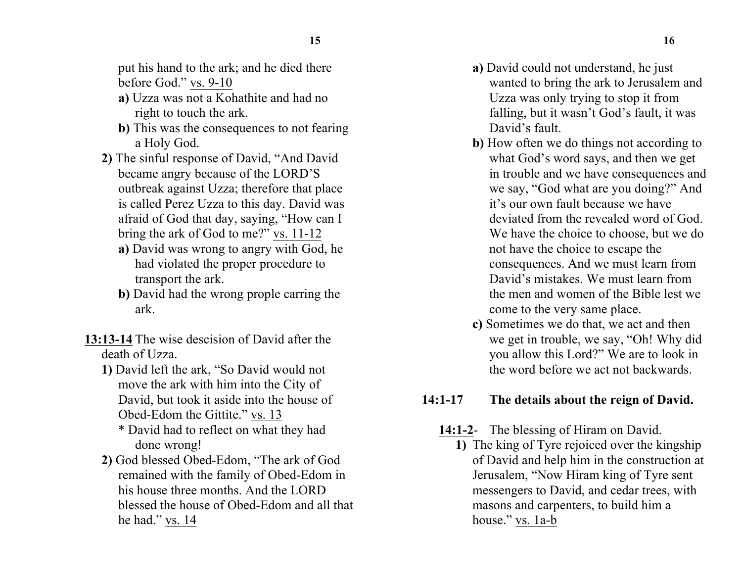put his hand to the ark; and he died there before God." <u>vs. 9-10</u>

- **a)** Uzza was not a Kohathite and had no right to touch the ark.
- **b)** This was the consequences to not fearing a Holy God.

**2)** The sinful response of David, "And David became angry because of the LORD'S outbreak against Uzza; therefore that place is called Perez Uzza to this day. David was afraid of God that day, saying, "How can I bring the ark of God to me?" <u>vs. 11-12</u>

- **a)** David was wrong to angry with God, he had violated the proper procedure to transport the ark.
- **b)** David had the wrong prople carring the ark.

**<u>13:13-14</u>** The wise descision of David after the death of Uzza.

**1)** David left the ark, "So David would not move the ark with him into the City of David, but took it aside into the house of Obed-Edom the Gittite." <u>vs. 13</u>

\* David had to reflect on what they had done wrong!

**2)** God blessed Obed-Edom, "The ark of God remained with the family of Obed-Edom in his house three months. And the LORD blessed the house of Obed-Edom and all that he had." <u>vs. 14</u>

- **a)** David could not understand, he just wanted to bring the ark to Jerusalem and Uzza was only trying to stop it from falling, but it wasn't God's fault, it was David's fault.
- **b)** How often we do things not according to what God's word says, and then we get in trouble and we have consequences and we say, "God what are you doing?" And it's our own fault because we have deviated from the revealed word of God. We have the choice to choose, but we do not have the choice to escape the consequences. And we must learn from David's mistakes. We must learn from the men and women of the Bible lest we come to the very same place.
- **c)** Sometimes we do that, we act and then we get in trouble, we say, "Oh! Why did you allow this Lord?" We are to look in the word before we act not backwards.

## <u>14:1-17</u> <u>The details about the reign of David.</u>

**<u>14:1-2</u>**- The blessing of Hiram on David.

**1)** The king of Tyre rejoiced over the kingship of David and help him in the construction at Jerusalem, "Now Hiram king of Tyre sent messengers to David, and cedar trees, with masons and carpenters, to build him a house." <u>vs. 1a-b</u>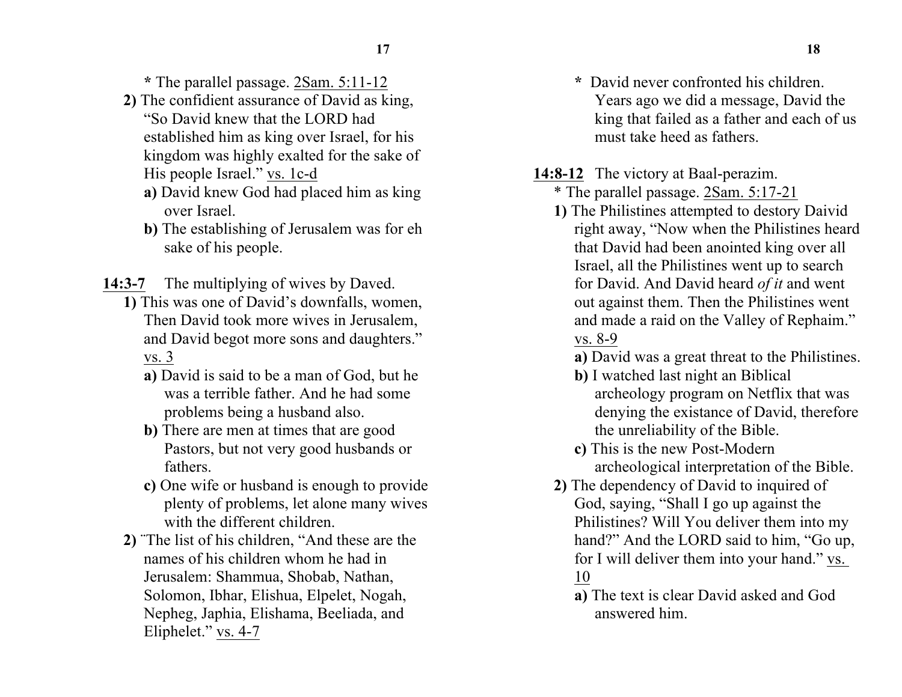* The parallel passage. <u>2Sam. 5:11-12</u>

**2)** The confidient assurance of David as king, "So David knew that the LORD had established him as king over Israel, for his kingdom was highly exalted for the sake of His people Israel." <u>vs. 1c-d</u>

**a)** David knew God had placed him as king over Israel.

**b)** The establishing of Jerusalem was for eh sake of his people.

**<u>14:3-7</u>** The multiplying of wives by Daved.

**1)** This was one of David's downfalls, women, Then David took more wives in Jerusalem, and David begot more sons and daughters." <u>vs. 3</u>

**a)** David is said to be a man of God, but he was a terrible father. And he had some problems being a husband also.

**b)** There are men at times that are good Pastors, but not very good husbands or fathers.

**c)** One wife or husband is enough to provide plenty of problems, let alone many wives with the different children.

**2)** ¨The list of his children, "And these are the names of his children whom he had in Jerusalem: Shammua, Shobab, Nathan, Solomon, Ibhar, Elishua, Elpelet, Nogah, Nepheg, Japhia, Elishama, Beeliada, and Eliphelet." <u>vs. 4-7</u>

**\*** David never confronted his children. Years ago we did a message, David the king that failed as a father and each of us must take heed as fathers.

**<u>14:8-12</u>** The victory at Baal-perazim.

* The parallel passage. <u>2Sam. 5:17-21</u>

**1)** The Philistines attempted to destory Daivid right away, "Now when the Philistines heard that David had been anointed king over all Israel, all the Philistines went up to search for David. And David heard *of it* and went out against them. Then the Philistines went and made a raid on the Valley of Rephaim." <u>vs. 8-9</u>

**a)** David was a great threat to the Philistines.

**b)** I watched last night an Biblical archeology program on Netflix that was denying the existance of David, therefore the unreliability of the Bible.

**c)** This is the new Post-Modern archeological interpretation of the Bible.

**2)** The dependency of David to inquired of God, saying, "Shall I go up against the Philistines? Will You deliver them into my hand?" And the LORD said to him, "Go up, for I will deliver them into your hand." <u>vs. 10</u>

**a)** The text is clear David asked and God answered him.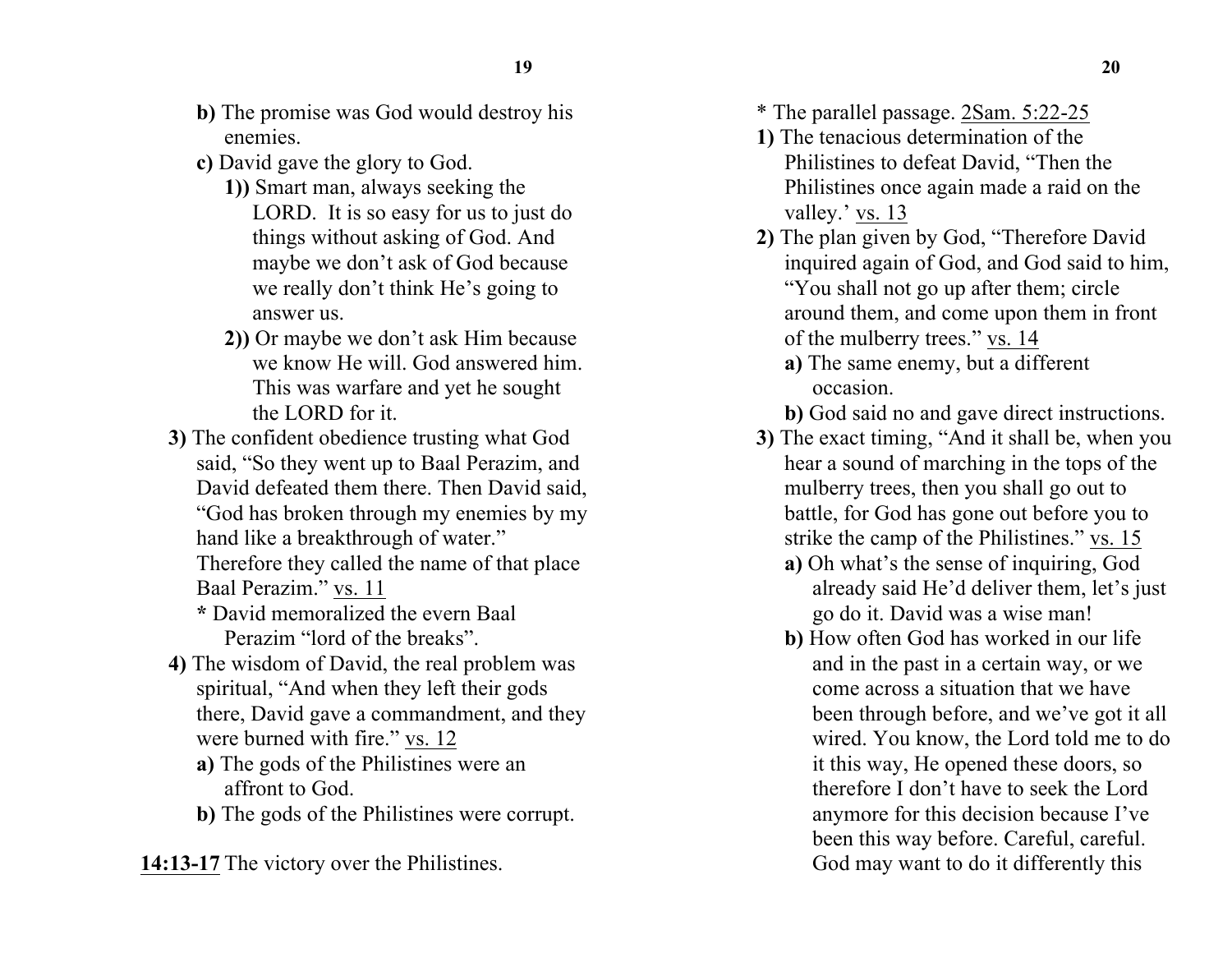**b)** The promise was God would destroy his enemies.

**c)** David gave the glory to God.

**1))** Smart man, always seeking the LORD. It is so easy for us to just do things without asking of God. And maybe we don't ask of God because we really don't think He's going to answer us.

**2))** Or maybe we don't ask Him because we know He will. God answered him. This was warfare and yet he sought the LORD for it.

**3)** The confident obedience trusting what God said, "So they went up to Baal Perazim, and David defeated them there. Then David said, "God has broken through my enemies by my hand like a breakthrough of water." Therefore they called the name of that place Baal Perazim." vs. 11

**\*** David memoralized the evern Baal Perazim "lord of the breaks".

**4)** The wisdom of David, the real problem was spiritual, "And when they left their gods there, David gave a commandment, and they were burned with fire." vs. 12

**a)** The gods of the Philistines were an affront to God.

**b)** The gods of the Philistines were corrupt.

**14:13-17** The victory over the Philistines.

\* The parallel passage. 2Sam. 5:22-25

**1)** The tenacious determination of the Philistines to defeat David, "Then the Philistines once again made a raid on the valley.' vs. 13

**2)** The plan given by God, "Therefore David inquired again of God, and God said to him, "You shall not go up after them; circle around them, and come upon them in front of the mulberry trees." vs. 14

**a)** The same enemy, but a different occasion.

**b)** God said no and gave direct instructions.

**3)** The exact timing, "And it shall be, when you hear a sound of marching in the tops of the mulberry trees, then you shall go out to battle, for God has gone out before you to strike the camp of the Philistines." vs. 15

**a)** Oh what's the sense of inquiring, God already said He'd deliver them, let's just go do it. David was a wise man!

**b)** How often God has worked in our life and in the past in a certain way, or we come across a situation that we have been through before, and we've got it all wired. You know, the Lord told me to do it this way, He opened these doors, so therefore I don't have to seek the Lord anymore for this decision because I've been this way before. Careful, careful. God may want to do it differently this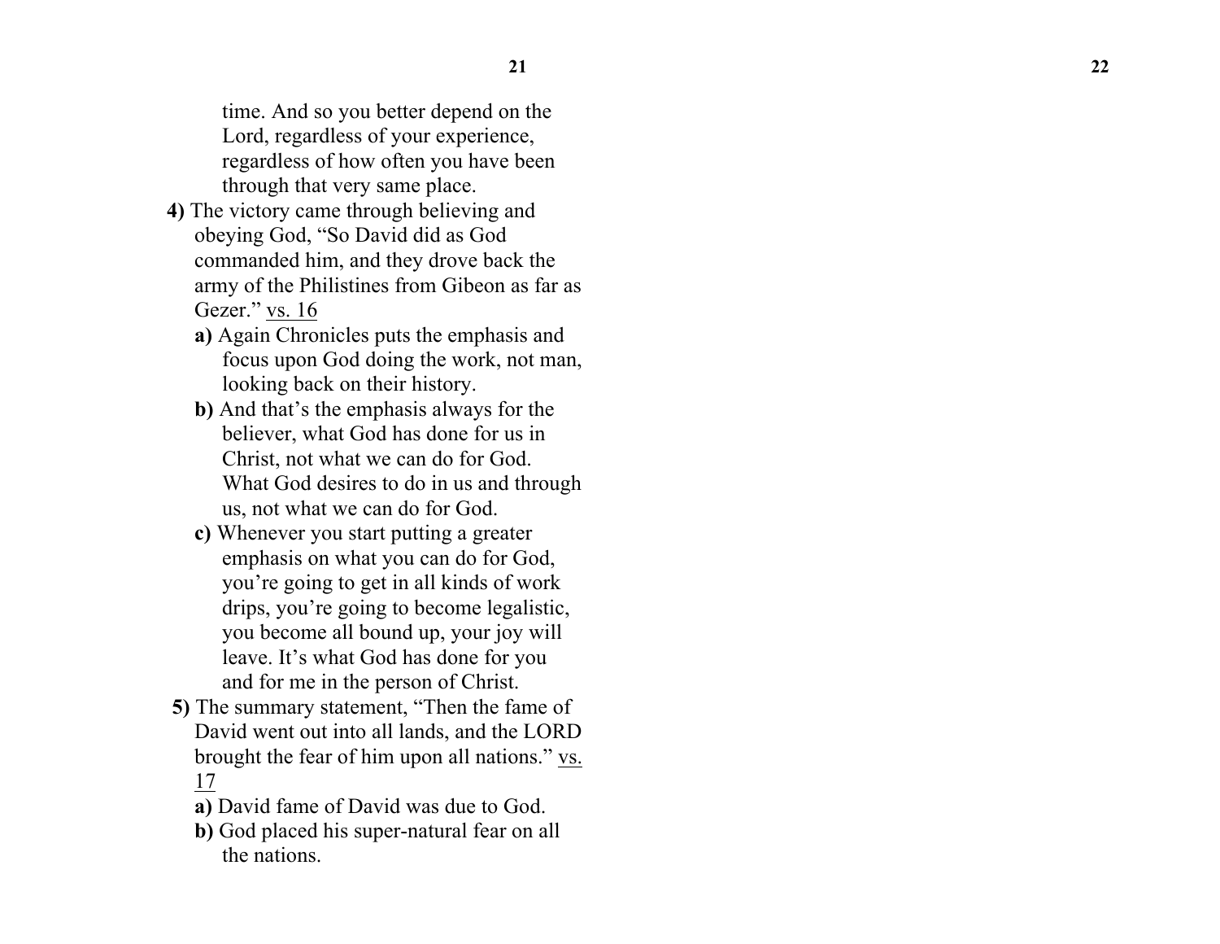time. And so you better depend on the Lord, regardless of your experience, regardless of how often you have been through that very same place.

**4)** The victory came through believing and obeying God, "So David did as God commanded him, and they drove back the army of the Philistines from Gibeon as far as Gezer." <u>vs. 16</u>

- **a)** Again Chronicles puts the emphasis and focus upon God doing the work, not man, looking back on their history.
- **b)** And that's the emphasis always for the believer, what God has done for us in Christ, not what we can do for God. What God desires to do in us and through us, not what we can do for God.
- **c)** Whenever you start putting a greater emphasis on what you can do for God, you're going to get in all kinds of work drips, you're going to become legalistic, you become all bound up, your joy will leave. It's what God has done for you and for me in the person of Christ.

**5)** The summary statement, "Then the fame of David went out into all lands, and the LORD brought the fear of him upon all nations." <u>vs. 17</u>

- **a)** David fame of David was due to God.
- **b)** God placed his super-natural fear on all the nations.